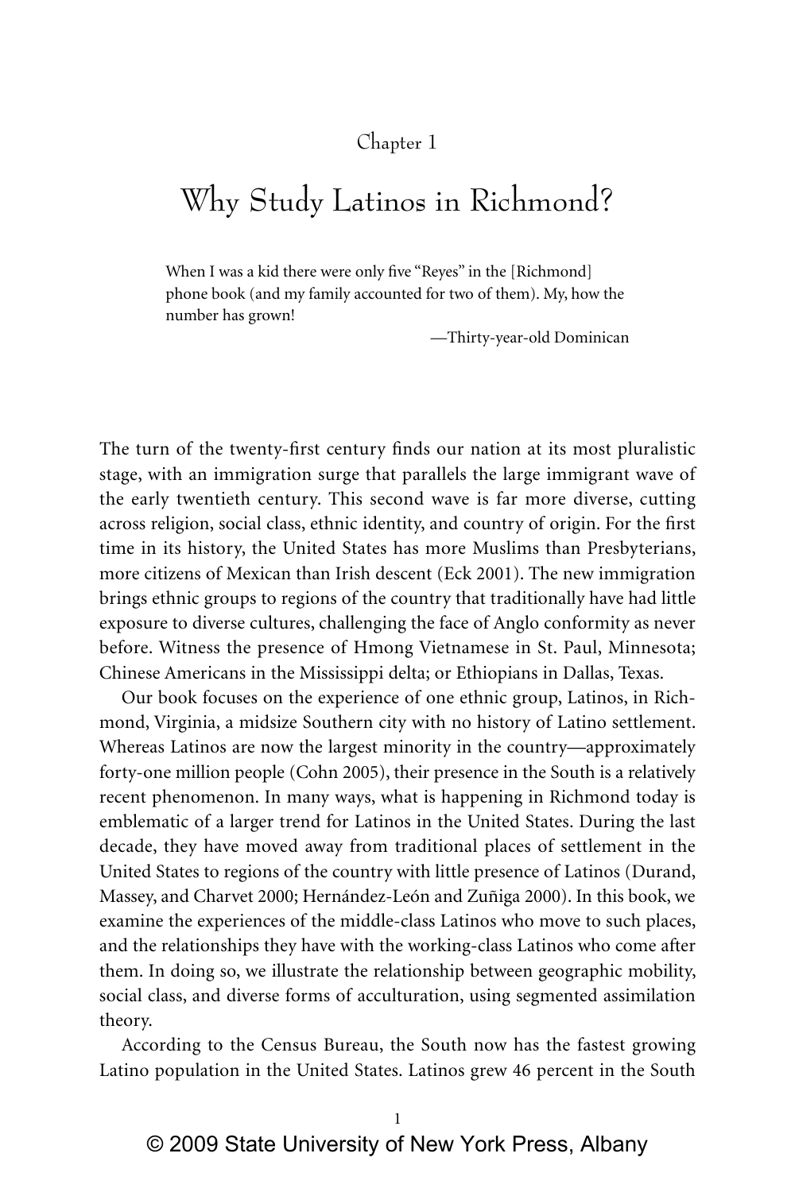Chapter 1

# Why Study Latinos in Richmond?

> When I was a kid there were only five "Reyes" in the [Richmond] phone book (and my family accounted for two of them). My, how the number has grown!
>
> —Thirty-year-old Dominican

The turn of the twenty-first century finds our nation at its most pluralistic stage, with an immigration surge that parallels the large immigrant wave of the early twentieth century. This second wave is far more diverse, cutting across religion, social class, ethnic identity, and country of origin. For the first time in its history, the United States has more Muslims than Presbyterians, more citizens of Mexican than Irish descent (Eck 2001). The new immigration brings ethnic groups to regions of the country that traditionally have had little exposure to diverse cultures, challenging the face of Anglo conformity as never before. Witness the presence of Hmong Vietnamese in St. Paul, Minnesota; Chinese Americans in the Mississippi delta; or Ethiopians in Dallas, Texas.

Our book focuses on the experience of one ethnic group, Latinos, in Richmond, Virginia, a midsize Southern city with no history of Latino settlement. Whereas Latinos are now the largest minority in the country—approximately forty-one million people (Cohn 2005), their presence in the South is a relatively recent phenomenon. In many ways, what is happening in Richmond today is emblematic of a larger trend for Latinos in the United States. During the last decade, they have moved away from traditional places of settlement in the United States to regions of the country with little presence of Latinos (Durand, Massey, and Charvet 2000; Hernández-León and Zuñiga 2000). In this book, we examine the experiences of the middle-class Latinos who move to such places, and the relationships they have with the working-class Latinos who come after them. In doing so, we illustrate the relationship between geographic mobility, social class, and diverse forms of acculturation, using segmented assimilation theory.

According to the Census Bureau, the South now has the fastest growing Latino population in the United States. Latinos grew 46 percent in the South

© 2009 State University of New York Press, Albany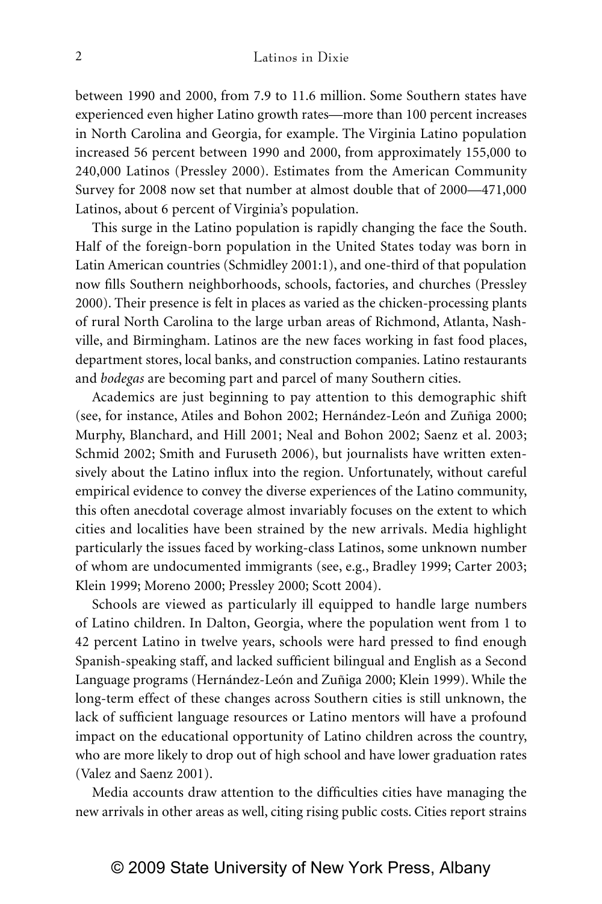between 1990 and 2000, from 7.9 to 11.6 million. Some Southern states have experienced even higher Latino growth rates—more than 100 percent increases in North Carolina and Georgia, for example. The Virginia Latino population increased 56 percent between 1990 and 2000, from approximately 155,000 to 240,000 Latinos (Pressley 2000). Estimates from the American Community Survey for 2008 now set that number at almost double that of 2000—471,000 Latinos, about 6 percent of Virginia's population.

This surge in the Latino population is rapidly changing the face the South. Half of the foreign-born population in the United States today was born in Latin American countries (Schmidley 2001:1), and one-third of that population now fills Southern neighborhoods, schools, factories, and churches (Pressley 2000). Their presence is felt in places as varied as the chicken-processing plants of rural North Carolina to the large urban areas of Richmond, Atlanta, Nashville, and Birmingham. Latinos are the new faces working in fast food places, department stores, local banks, and construction companies. Latino restaurants and *bodegas* are becoming part and parcel of many Southern cities.

Academics are just beginning to pay attention to this demographic shift (see, for instance, Atiles and Bohon 2002; Hernández-León and Zuñiga 2000; Murphy, Blanchard, and Hill 2001; Neal and Bohon 2002; Saenz et al. 2003; Schmid 2002; Smith and Furuseth 2006), but journalists have written extensively about the Latino influx into the region. Unfortunately, without careful empirical evidence to convey the diverse experiences of the Latino community, this often anecdotal coverage almost invariably focuses on the extent to which cities and localities have been strained by the new arrivals. Media highlight particularly the issues faced by working-class Latinos, some unknown number of whom are undocumented immigrants (see, e.g., Bradley 1999; Carter 2003; Klein 1999; Moreno 2000; Pressley 2000; Scott 2004).

Schools are viewed as particularly ill equipped to handle large numbers of Latino children. In Dalton, Georgia, where the population went from 1 to 42 percent Latino in twelve years, schools were hard pressed to find enough Spanish-speaking staff, and lacked sufficient bilingual and English as a Second Language programs (Hernández-León and Zuñiga 2000; Klein 1999). While the long-term effect of these changes across Southern cities is still unknown, the lack of sufficient language resources or Latino mentors will have a profound impact on the educational opportunity of Latino children across the country, who are more likely to drop out of high school and have lower graduation rates (Valez and Saenz 2001).

Media accounts draw attention to the difficulties cities have managing the new arrivals in other areas as well, citing rising public costs. Cities report strains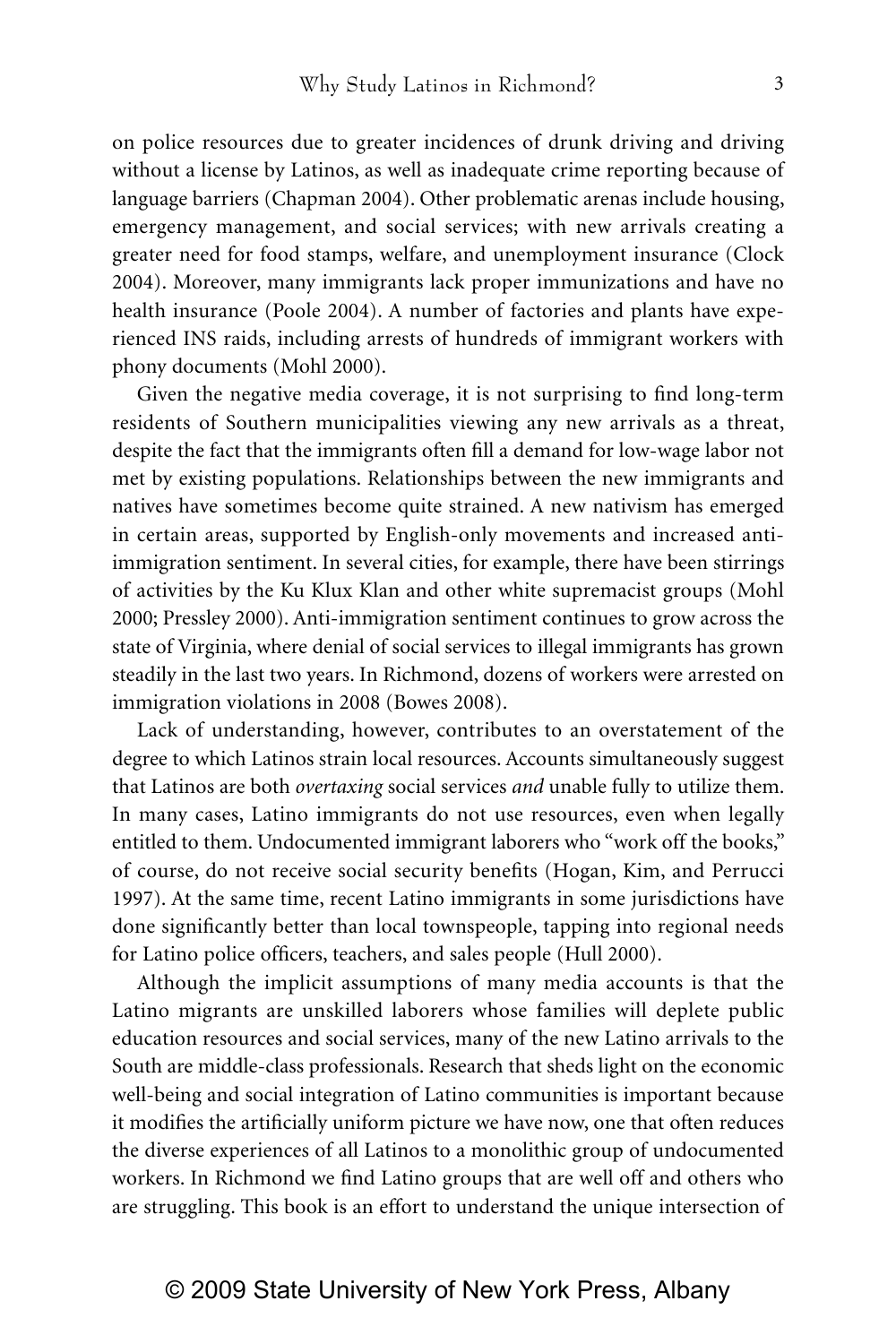on police resources due to greater incidences of drunk driving and driving without a license by Latinos, as well as inadequate crime reporting because of language barriers (Chapman 2004). Other problematic arenas include housing, emergency management, and social services; with new arrivals creating a greater need for food stamps, welfare, and unemployment insurance (Clock 2004). Moreover, many immigrants lack proper immunizations and have no health insurance (Poole 2004). A number of factories and plants have experienced INS raids, including arrests of hundreds of immigrant workers with phony documents (Mohl 2000).

Given the negative media coverage, it is not surprising to find long-term residents of Southern municipalities viewing any new arrivals as a threat, despite the fact that the immigrants often fill a demand for low-wage labor not met by existing populations. Relationships between the new immigrants and natives have sometimes become quite strained. A new nativism has emerged in certain areas, supported by English-only movements and increased anti-immigration sentiment. In several cities, for example, there have been stirrings of activities by the Ku Klux Klan and other white supremacist groups (Mohl 2000; Pressley 2000). Anti-immigration sentiment continues to grow across the state of Virginia, where denial of social services to illegal immigrants has grown steadily in the last two years. In Richmond, dozens of workers were arrested on immigration violations in 2008 (Bowes 2008).

Lack of understanding, however, contributes to an overstatement of the degree to which Latinos strain local resources. Accounts simultaneously suggest that Latinos are both *overtaxing* social services *and* unable fully to utilize them. In many cases, Latino immigrants do not use resources, even when legally entitled to them. Undocumented immigrant laborers who "work off the books," of course, do not receive social security benefits (Hogan, Kim, and Perrucci 1997). At the same time, recent Latino immigrants in some jurisdictions have done significantly better than local townspeople, tapping into regional needs for Latino police officers, teachers, and sales people (Hull 2000).

Although the implicit assumptions of many media accounts is that the Latino migrants are unskilled laborers whose families will deplete public education resources and social services, many of the new Latino arrivals to the South are middle-class professionals. Research that sheds light on the economic well-being and social integration of Latino communities is important because it modifies the artificially uniform picture we have now, one that often reduces the diverse experiences of all Latinos to a monolithic group of undocumented workers. In Richmond we find Latino groups that are well off and others who are struggling. This book is an effort to understand the unique intersection of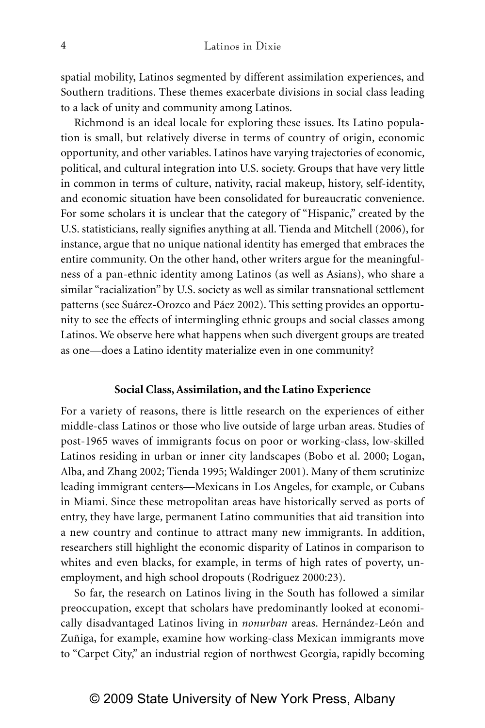spatial mobility, Latinos segmented by different assimilation experiences, and Southern traditions. These themes exacerbate divisions in social class leading to a lack of unity and community among Latinos.

Richmond is an ideal locale for exploring these issues. Its Latino population is small, but relatively diverse in terms of country of origin, economic opportunity, and other variables. Latinos have varying trajectories of economic, political, and cultural integration into U.S. society. Groups that have very little in common in terms of culture, nativity, racial makeup, history, self-identity, and economic situation have been consolidated for bureaucratic convenience. For some scholars it is unclear that the category of "Hispanic," created by the U.S. statisticians, really signifies anything at all. Tienda and Mitchell (2006), for instance, argue that no unique national identity has emerged that embraces the entire community. On the other hand, other writers argue for the meaningfulness of a pan-ethnic identity among Latinos (as well as Asians), who share a similar "racialization" by U.S. society as well as similar transnational settlement patterns (see Suárez-Orozco and Páez 2002). This setting provides an opportunity to see the effects of intermingling ethnic groups and social classes among Latinos. We observe here what happens when such divergent groups are treated as one—does a Latino identity materialize even in one community?

## Social Class, Assimilation, and the Latino Experience

For a variety of reasons, there is little research on the experiences of either middle-class Latinos or those who live outside of large urban areas. Studies of post-1965 waves of immigrants focus on poor or working-class, low-skilled Latinos residing in urban or inner city landscapes (Bobo et al. 2000; Logan, Alba, and Zhang 2002; Tienda 1995; Waldinger 2001). Many of them scrutinize leading immigrant centers—Mexicans in Los Angeles, for example, or Cubans in Miami. Since these metropolitan areas have historically served as ports of entry, they have large, permanent Latino communities that aid transition into a new country and continue to attract many new immigrants. In addition, researchers still highlight the economic disparity of Latinos in comparison to whites and even blacks, for example, in terms of high rates of poverty, unemployment, and high school dropouts (Rodriguez 2000:23).

So far, the research on Latinos living in the South has followed a similar preoccupation, except that scholars have predominantly looked at economically disadvantaged Latinos living in *nonurban* areas. Hernández-León and Zuñiga, for example, examine how working-class Mexican immigrants move to "Carpet City," an industrial region of northwest Georgia, rapidly becoming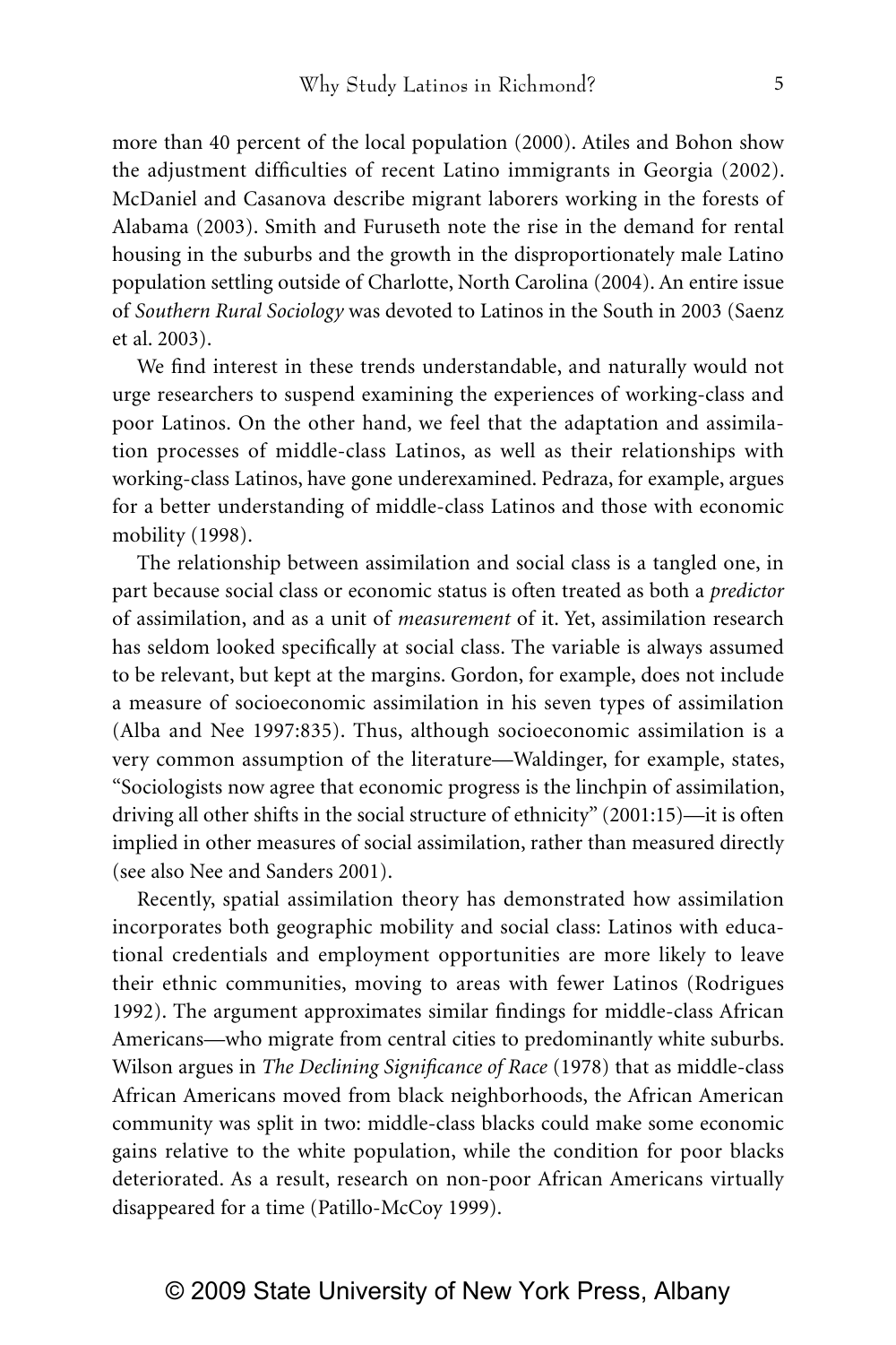more than 40 percent of the local population (2000). Atiles and Bohon show the adjustment difficulties of recent Latino immigrants in Georgia (2002). McDaniel and Casanova describe migrant laborers working in the forests of Alabama (2003). Smith and Furuseth note the rise in the demand for rental housing in the suburbs and the growth in the disproportionately male Latino population settling outside of Charlotte, North Carolina (2004). An entire issue of *Southern Rural Sociology* was devoted to Latinos in the South in 2003 (Saenz et al. 2003).

We find interest in these trends understandable, and naturally would not urge researchers to suspend examining the experiences of working-class and poor Latinos. On the other hand, we feel that the adaptation and assimilation processes of middle-class Latinos, as well as their relationships with working-class Latinos, have gone underexamined. Pedraza, for example, argues for a better understanding of middle-class Latinos and those with economic mobility (1998).

The relationship between assimilation and social class is a tangled one, in part because social class or economic status is often treated as both a *predictor* of assimilation, and as a unit of *measurement* of it. Yet, assimilation research has seldom looked specifically at social class. The variable is always assumed to be relevant, but kept at the margins. Gordon, for example, does not include a measure of socioeconomic assimilation in his seven types of assimilation (Alba and Nee 1997:835). Thus, although socioeconomic assimilation is a very common assumption of the literature—Waldinger, for example, states, "Sociologists now agree that economic progress is the linchpin of assimilation, driving all other shifts in the social structure of ethnicity" (2001:15)—it is often implied in other measures of social assimilation, rather than measured directly (see also Nee and Sanders 2001).

Recently, spatial assimilation theory has demonstrated how assimilation incorporates both geographic mobility and social class: Latinos with educational credentials and employment opportunities are more likely to leave their ethnic communities, moving to areas with fewer Latinos (Rodrigues 1992). The argument approximates similar findings for middle-class African Americans—who migrate from central cities to predominantly white suburbs. Wilson argues in *The Declining Significance of Race* (1978) that as middle-class African Americans moved from black neighborhoods, the African American community was split in two: middle-class blacks could make some economic gains relative to the white population, while the condition for poor blacks deteriorated. As a result, research on non-poor African Americans virtually disappeared for a time (Patillo-McCoy 1999).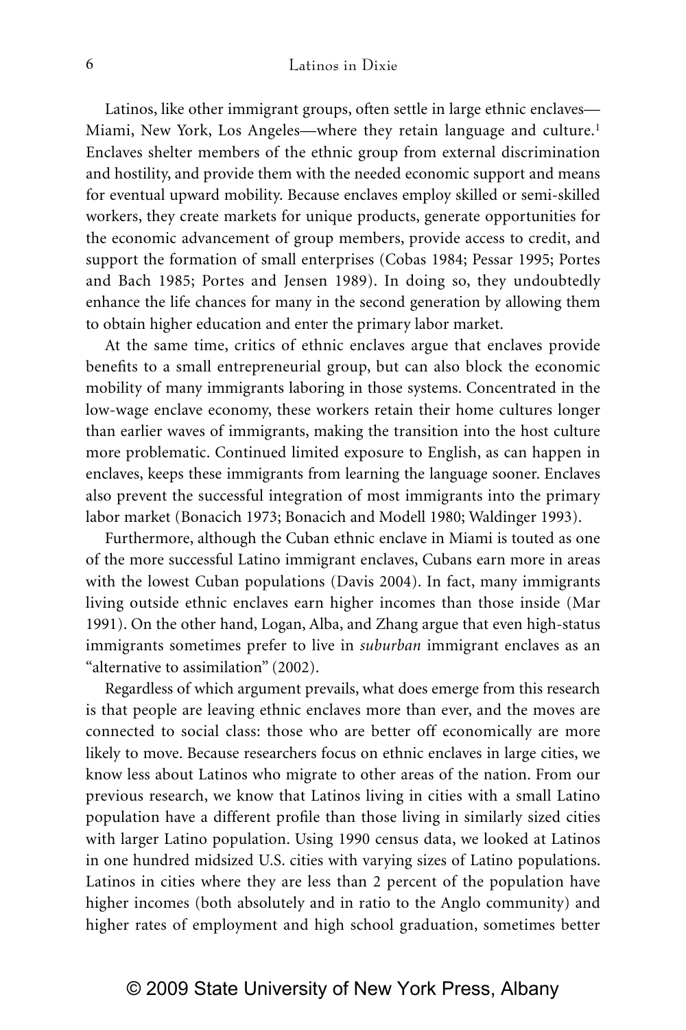Latinos, like other immigrant groups, often settle in large ethnic enclaves—Miami, New York, Los Angeles—where they retain language and culture.[1] Enclaves shelter members of the ethnic group from external discrimination and hostility, and provide them with the needed economic support and means for eventual upward mobility. Because enclaves employ skilled or semi-skilled workers, they create markets for unique products, generate opportunities for the economic advancement of group members, provide access to credit, and support the formation of small enterprises (Cobas 1984; Pessar 1995; Portes and Bach 1985; Portes and Jensen 1989). In doing so, they undoubtedly enhance the life chances for many in the second generation by allowing them to obtain higher education and enter the primary labor market.

At the same time, critics of ethnic enclaves argue that enclaves provide benefits to a small entrepreneurial group, but can also block the economic mobility of many immigrants laboring in those systems. Concentrated in the low-wage enclave economy, these workers retain their home cultures longer than earlier waves of immigrants, making the transition into the host culture more problematic. Continued limited exposure to English, as can happen in enclaves, keeps these immigrants from learning the language sooner. Enclaves also prevent the successful integration of most immigrants into the primary labor market (Bonacich 1973; Bonacich and Modell 1980; Waldinger 1993).

Furthermore, although the Cuban ethnic enclave in Miami is touted as one of the more successful Latino immigrant enclaves, Cubans earn more in areas with the lowest Cuban populations (Davis 2004). In fact, many immigrants living outside ethnic enclaves earn higher incomes than those inside (Mar 1991). On the other hand, Logan, Alba, and Zhang argue that even high-status immigrants sometimes prefer to live in *suburban* immigrant enclaves as an "alternative to assimilation" (2002).

Regardless of which argument prevails, what does emerge from this research is that people are leaving ethnic enclaves more than ever, and the moves are connected to social class: those who are better off economically are more likely to move. Because researchers focus on ethnic enclaves in large cities, we know less about Latinos who migrate to other areas of the nation. From our previous research, we know that Latinos living in cities with a small Latino population have a different profile than those living in similarly sized cities with larger Latino population. Using 1990 census data, we looked at Latinos in one hundred midsized U.S. cities with varying sizes of Latino populations. Latinos in cities where they are less than 2 percent of the population have higher incomes (both absolutely and in ratio to the Anglo community) and higher rates of employment and high school graduation, sometimes better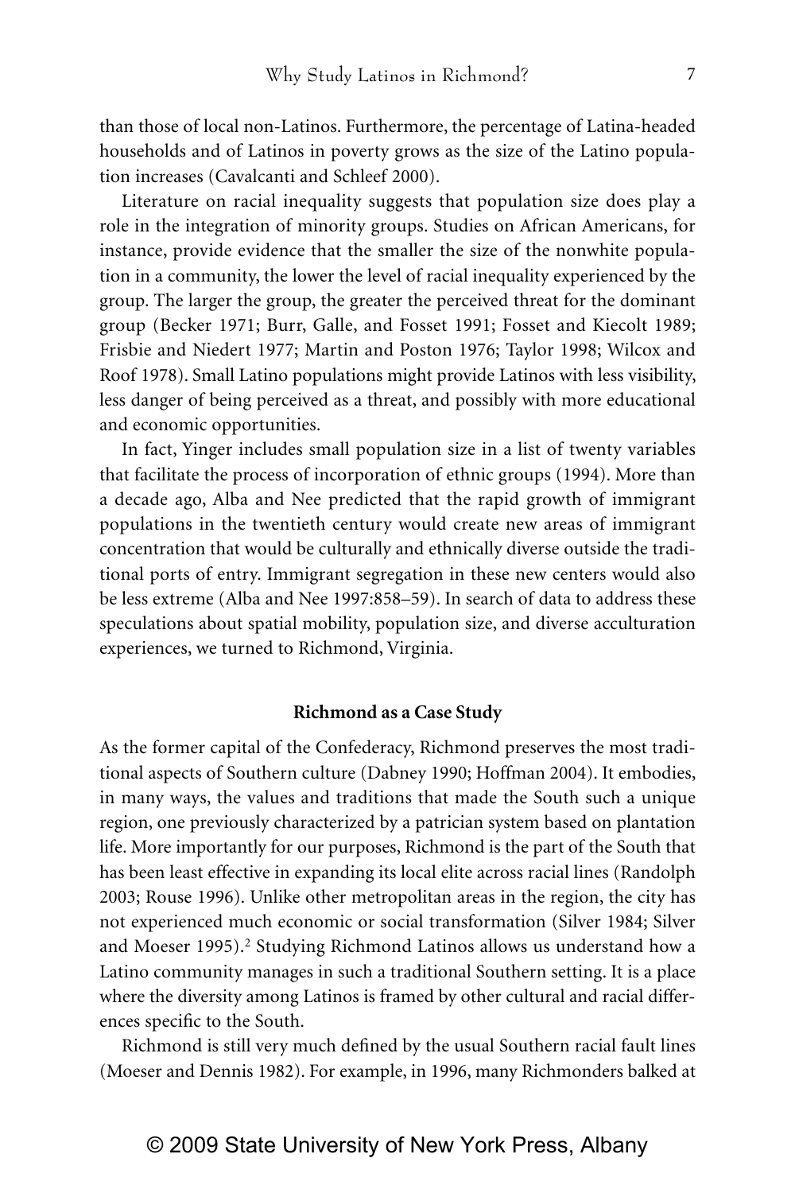than those of local non-Latinos. Furthermore, the percentage of Latina-headed households and of Latinos in poverty grows as the size of the Latino population increases (Cavalcanti and Schleef 2000).

Literature on racial inequality suggests that population size does play a role in the integration of minority groups. Studies on African Americans, for instance, provide evidence that the smaller the size of the nonwhite population in a community, the lower the level of racial inequality experienced by the group. The larger the group, the greater the perceived threat for the dominant group (Becker 1971; Burr, Galle, and Fosset 1991; Fosset and Kiecolt 1989; Frisbie and Niedert 1977; Martin and Poston 1976; Taylor 1998; Wilcox and Roof 1978). Small Latino populations might provide Latinos with less visibility, less danger of being perceived as a threat, and possibly with more educational and economic opportunities.

In fact, Yinger includes small population size in a list of twenty variables that facilitate the process of incorporation of ethnic groups (1994). More than a decade ago, Alba and Nee predicted that the rapid growth of immigrant populations in the twentieth century would create new areas of immigrant concentration that would be culturally and ethnically diverse outside the traditional ports of entry. Immigrant segregation in these new centers would also be less extreme (Alba and Nee 1997:858–59). In search of data to address these speculations about spatial mobility, population size, and diverse acculturation experiences, we turned to Richmond, Virginia.

## Richmond as a Case Study

As the former capital of the Confederacy, Richmond preserves the most traditional aspects of Southern culture (Dabney 1990; Hoffman 2004). It embodies, in many ways, the values and traditions that made the South such a unique region, one previously characterized by a patrician system based on plantation life. More importantly for our purposes, Richmond is the part of the South that has been least effective in expanding its local elite across racial lines (Randolph 2003; Rouse 1996). Unlike other metropolitan areas in the region, the city has not experienced much economic or social transformation (Silver 1984; Silver and Moeser 1995).[2] Studying Richmond Latinos allows us understand how a Latino community manages in such a traditional Southern setting. It is a place where the diversity among Latinos is framed by other cultural and racial differences specific to the South.

Richmond is still very much defined by the usual Southern racial fault lines (Moeser and Dennis 1982). For example, in 1996, many Richmonders balked at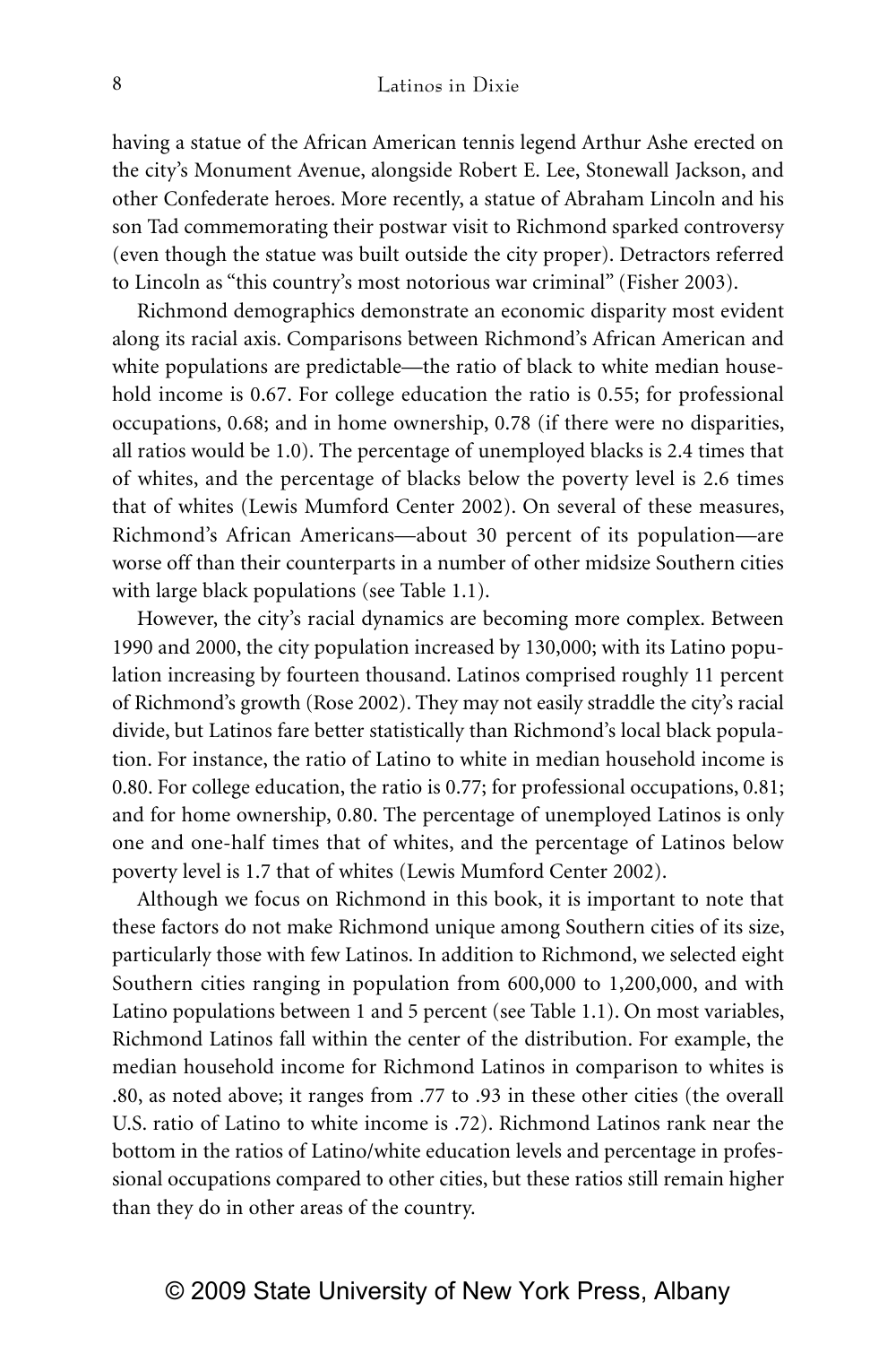having a statue of the African American tennis legend Arthur Ashe erected on the city's Monument Avenue, alongside Robert E. Lee, Stonewall Jackson, and other Confederate heroes. More recently, a statue of Abraham Lincoln and his son Tad commemorating their postwar visit to Richmond sparked controversy (even though the statue was built outside the city proper). Detractors referred to Lincoln as "this country's most notorious war criminal" (Fisher 2003).

Richmond demographics demonstrate an economic disparity most evident along its racial axis. Comparisons between Richmond's African American and white populations are predictable—the ratio of black to white median household income is 0.67. For college education the ratio is 0.55; for professional occupations, 0.68; and in home ownership, 0.78 (if there were no disparities, all ratios would be 1.0). The percentage of unemployed blacks is 2.4 times that of whites, and the percentage of blacks below the poverty level is 2.6 times that of whites (Lewis Mumford Center 2002). On several of these measures, Richmond's African Americans—about 30 percent of its population—are worse off than their counterparts in a number of other midsize Southern cities with large black populations (see Table 1.1).

However, the city's racial dynamics are becoming more complex. Between 1990 and 2000, the city population increased by 130,000; with its Latino population increasing by fourteen thousand. Latinos comprised roughly 11 percent of Richmond's growth (Rose 2002). They may not easily straddle the city's racial divide, but Latinos fare better statistically than Richmond's local black population. For instance, the ratio of Latino to white in median household income is 0.80. For college education, the ratio is 0.77; for professional occupations, 0.81; and for home ownership, 0.80. The percentage of unemployed Latinos is only one and one-half times that of whites, and the percentage of Latinos below poverty level is 1.7 that of whites (Lewis Mumford Center 2002).

Although we focus on Richmond in this book, it is important to note that these factors do not make Richmond unique among Southern cities of its size, particularly those with few Latinos. In addition to Richmond, we selected eight Southern cities ranging in population from 600,000 to 1,200,000, and with Latino populations between 1 and 5 percent (see Table 1.1). On most variables, Richmond Latinos fall within the center of the distribution. For example, the median household income for Richmond Latinos in comparison to whites is .80, as noted above; it ranges from .77 to .93 in these other cities (the overall U.S. ratio of Latino to white income is .72). Richmond Latinos rank near the bottom in the ratios of Latino/white education levels and percentage in professional occupations compared to other cities, but these ratios still remain higher than they do in other areas of the country.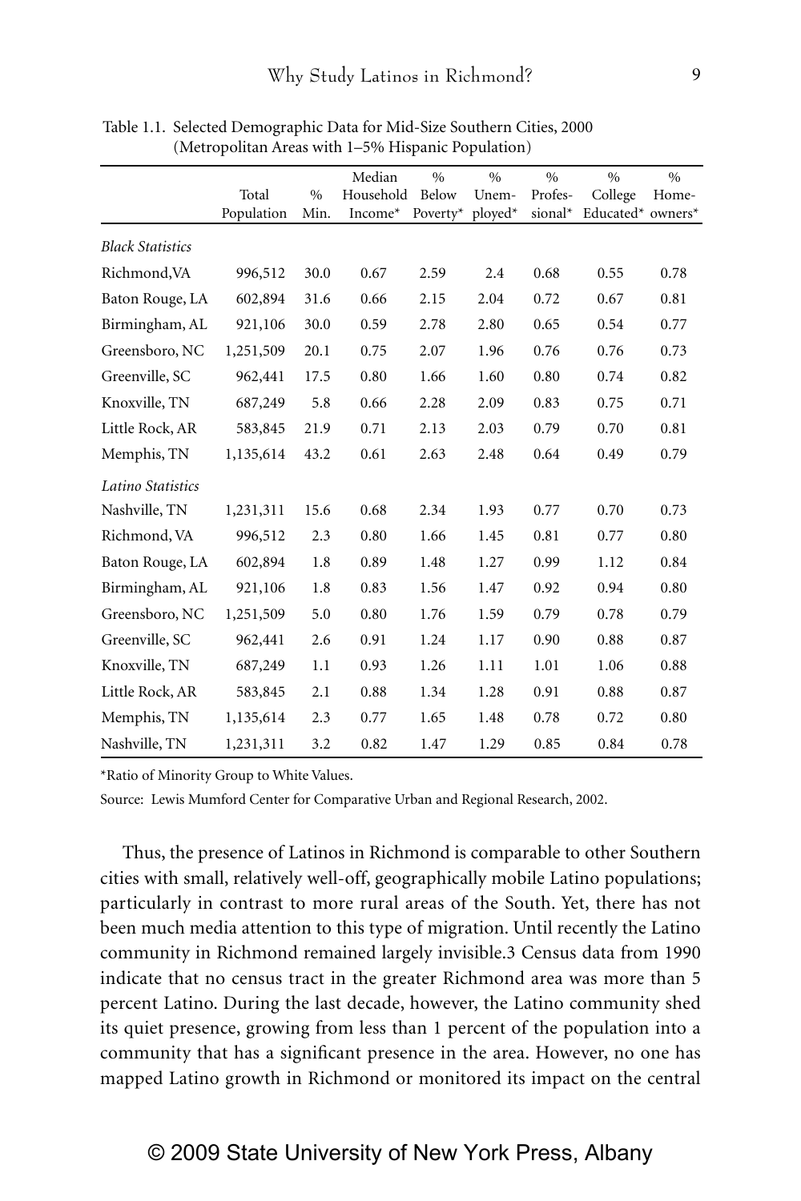Table 1.1. Selected Demographic Data for Mid-Size Southern Cities, 2000 (Metropolitan Areas with 1–5% Hispanic Population)

| | Total Population | % Min. | Median Household Income* | % Below Poverty* | % Unemployed* | % Professional* | % College Educated* | % Homeowners* |
|---|---|---|---|---|---|---|---|---|
| *Black Statistics* | | | | | | | | |
| Richmond,VA | 996,512 | 30.0 | 0.67 | 2.59 | 2.4 | 0.68 | 0.55 | 0.78 |
| Baton Rouge, LA | 602,894 | 31.6 | 0.66 | 2.15 | 2.04 | 0.72 | 0.67 | 0.81 |
| Birmingham, AL | 921,106 | 30.0 | 0.59 | 2.78 | 2.80 | 0.65 | 0.54 | 0.77 |
| Greensboro, NC | 1,251,509 | 20.1 | 0.75 | 2.07 | 1.96 | 0.76 | 0.76 | 0.73 |
| Greenville, SC | 962,441 | 17.5 | 0.80 | 1.66 | 1.60 | 0.80 | 0.74 | 0.82 |
| Knoxville, TN | 687,249 | 5.8 | 0.66 | 2.28 | 2.09 | 0.83 | 0.75 | 0.71 |
| Little Rock, AR | 583,845 | 21.9 | 0.71 | 2.13 | 2.03 | 0.79 | 0.70 | 0.81 |
| Memphis, TN | 1,135,614 | 43.2 | 0.61 | 2.63 | 2.48 | 0.64 | 0.49 | 0.79 |
| *Latino Statistics* | | | | | | | | |
| Nashville, TN | 1,231,311 | 15.6 | 0.68 | 2.34 | 1.93 | 0.77 | 0.70 | 0.73 |
| Richmond, VA | 996,512 | 2.3 | 0.80 | 1.66 | 1.45 | 0.81 | 0.77 | 0.80 |
| Baton Rouge, LA | 602,894 | 1.8 | 0.89 | 1.48 | 1.27 | 0.99 | 1.12 | 0.84 |
| Birmingham, AL | 921,106 | 1.8 | 0.83 | 1.56 | 1.47 | 0.92 | 0.94 | 0.80 |
| Greensboro, NC | 1,251,509 | 5.0 | 0.80 | 1.76 | 1.59 | 0.79 | 0.78 | 0.79 |
| Greenville, SC | 962,441 | 2.6 | 0.91 | 1.24 | 1.17 | 0.90 | 0.88 | 0.87 |
| Knoxville, TN | 687,249 | 1.1 | 0.93 | 1.26 | 1.11 | 1.01 | 1.06 | 0.88 |
| Little Rock, AR | 583,845 | 2.1 | 0.88 | 1.34 | 1.28 | 0.91 | 0.88 | 0.87 |
| Memphis, TN | 1,135,614 | 2.3 | 0.77 | 1.65 | 1.48 | 0.78 | 0.72 | 0.80 |
| Nashville, TN | 1,231,311 | 3.2 | 0.82 | 1.47 | 1.29 | 0.85 | 0.84 | 0.78 |

*Ratio of Minority Group to White Values.

Source: Lewis Mumford Center for Comparative Urban and Regional Research, 2002.

Thus, the presence of Latinos in Richmond is comparable to other Southern cities with small, relatively well-off, geographically mobile Latino populations; particularly in contrast to more rural areas of the South. Yet, there has not been much media attention to this type of migration. Until recently the Latino community in Richmond remained largely invisible.3 Census data from 1990 indicate that no census tract in the greater Richmond area was more than 5 percent Latino. During the last decade, however, the Latino community shed its quiet presence, growing from less than 1 percent of the population into a community that has a significant presence in the area. However, no one has mapped Latino growth in Richmond or monitored its impact on the central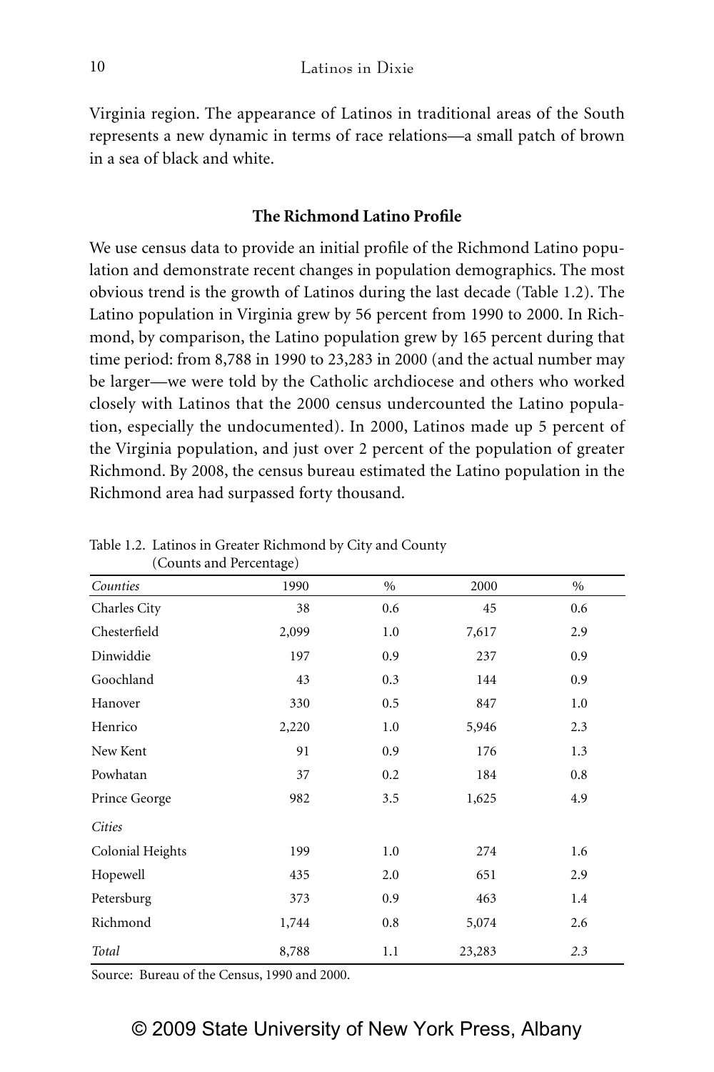Virginia region. The appearance of Latinos in traditional areas of the South represents a new dynamic in terms of race relations—a small patch of brown in a sea of black and white.

### The Richmond Latino Profile

We use census data to provide an initial profile of the Richmond Latino population and demonstrate recent changes in population demographics. The most obvious trend is the growth of Latinos during the last decade (Table 1.2). The Latino population in Virginia grew by 56 percent from 1990 to 2000. In Richmond, by comparison, the Latino population grew by 165 percent during that time period: from 8,788 in 1990 to 23,283 in 2000 (and the actual number may be larger—we were told by the Catholic archdiocese and others who worked closely with Latinos that the 2000 census undercounted the Latino population, especially the undocumented). In 2000, Latinos made up 5 percent of the Virginia population, and just over 2 percent of the population of greater Richmond. By 2008, the census bureau estimated the Latino population in the Richmond area had surpassed forty thousand.

Table 1.2. Latinos in Greater Richmond by City and County (Counts and Percentage)

| *Counties* | 1990 | % | 2000 | % |
|---|---|---|---|---|
| Charles City | 38 | 0.6 | 45 | 0.6 |
| Chesterfield | 2,099 | 1.0 | 7,617 | 2.9 |
| Dinwiddie | 197 | 0.9 | 237 | 0.9 |
| Goochland | 43 | 0.3 | 144 | 0.9 |
| Hanover | 330 | 0.5 | 847 | 1.0 |
| Henrico | 2,220 | 1.0 | 5,946 | 2.3 |
| New Kent | 91 | 0.9 | 176 | 1.3 |
| Powhatan | 37 | 0.2 | 184 | 0.8 |
| Prince George | 982 | 3.5 | 1,625 | 4.9 |
| *Cities* | | | | |
| Colonial Heights | 199 | 1.0 | 274 | 1.6 |
| Hopewell | 435 | 2.0 | 651 | 2.9 |
| Petersburg | 373 | 0.9 | 463 | 1.4 |
| Richmond | 1,744 | 0.8 | 5,074 | 2.6 |
| *Total* | 8,788 | 1.1 | 23,283 | *2.3* |

Source: Bureau of the Census, 1990 and 2000.

© 2009 State University of New York Press, Albany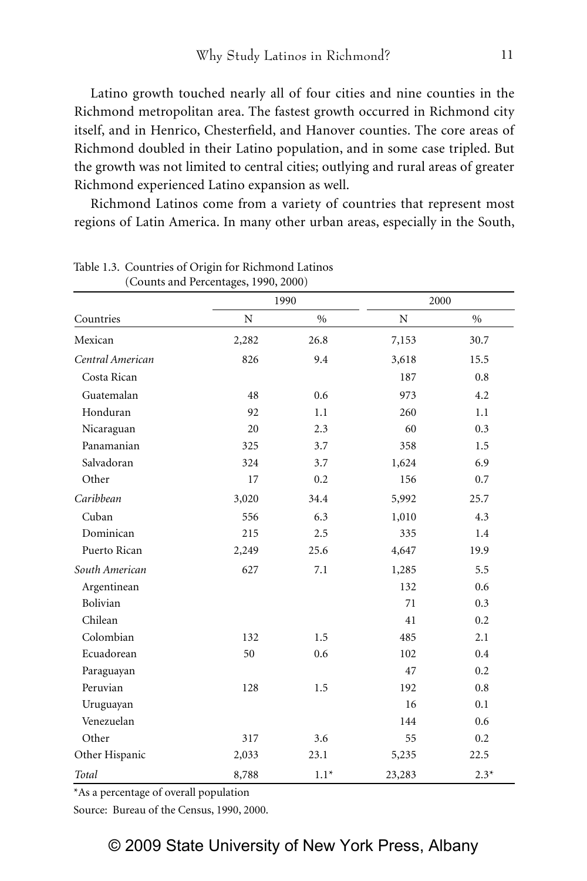Latino growth touched nearly all of four cities and nine counties in the Richmond metropolitan area. The fastest growth occurred in Richmond city itself, and in Henrico, Chesterfield, and Hanover counties. The core areas of Richmond doubled in their Latino population, and in some case tripled. But the growth was not limited to central cities; outlying and rural areas of greater Richmond experienced Latino expansion as well.

Richmond Latinos come from a variety of countries that represent most regions of Latin America. In many other urban areas, especially in the South,

Table 1.3. Countries of Origin for Richmond Latinos (Counts and Percentages, 1990, 2000)

| | 1990 | | 2000 | |
|---|---|---|---|---|
| Countries | N | % | N | % |
| Mexican | 2,282 | 26.8 | 7,153 | 30.7 |
| *Central American* | 826 | 9.4 | 3,618 | 15.5 |
| Costa Rican | | | 187 | 0.8 |
| Guatemalan | 48 | 0.6 | 973 | 4.2 |
| Honduran | 92 | 1.1 | 260 | 1.1 |
| Nicaraguan | 20 | 2.3 | 60 | 0.3 |
| Panamanian | 325 | 3.7 | 358 | 1.5 |
| Salvadoran | 324 | 3.7 | 1,624 | 6.9 |
| Other | 17 | 0.2 | 156 | 0.7 |
| *Caribbean* | 3,020 | 34.4 | 5,992 | 25.7 |
| Cuban | 556 | 6.3 | 1,010 | 4.3 |
| Dominican | 215 | 2.5 | 335 | 1.4 |
| Puerto Rican | 2,249 | 25.6 | 4,647 | 19.9 |
| *South American* | 627 | 7.1 | 1,285 | 5.5 |
| Argentinean | | | 132 | 0.6 |
| Bolivian | | | 71 | 0.3 |
| Chilean | | | 41 | 0.2 |
| Colombian | 132 | 1.5 | 485 | 2.1 |
| Ecuadorean | 50 | 0.6 | 102 | 0.4 |
| Paraguayan | | | 47 | 0.2 |
| Peruvian | 128 | 1.5 | 192 | 0.8 |
| Uruguayan | | | 16 | 0.1 |
| Venezuelan | | | 144 | 0.6 |
| Other | 317 | 3.6 | 55 | 0.2 |
| Other Hispanic | 2,033 | 23.1 | 5,235 | 22.5 |
| *Total* | 8,788 | 1.1* | 23,283 | 2.3* |

*As a percentage of overall population

Source: Bureau of the Census, 1990, 2000.

© 2009 State University of New York Press, Albany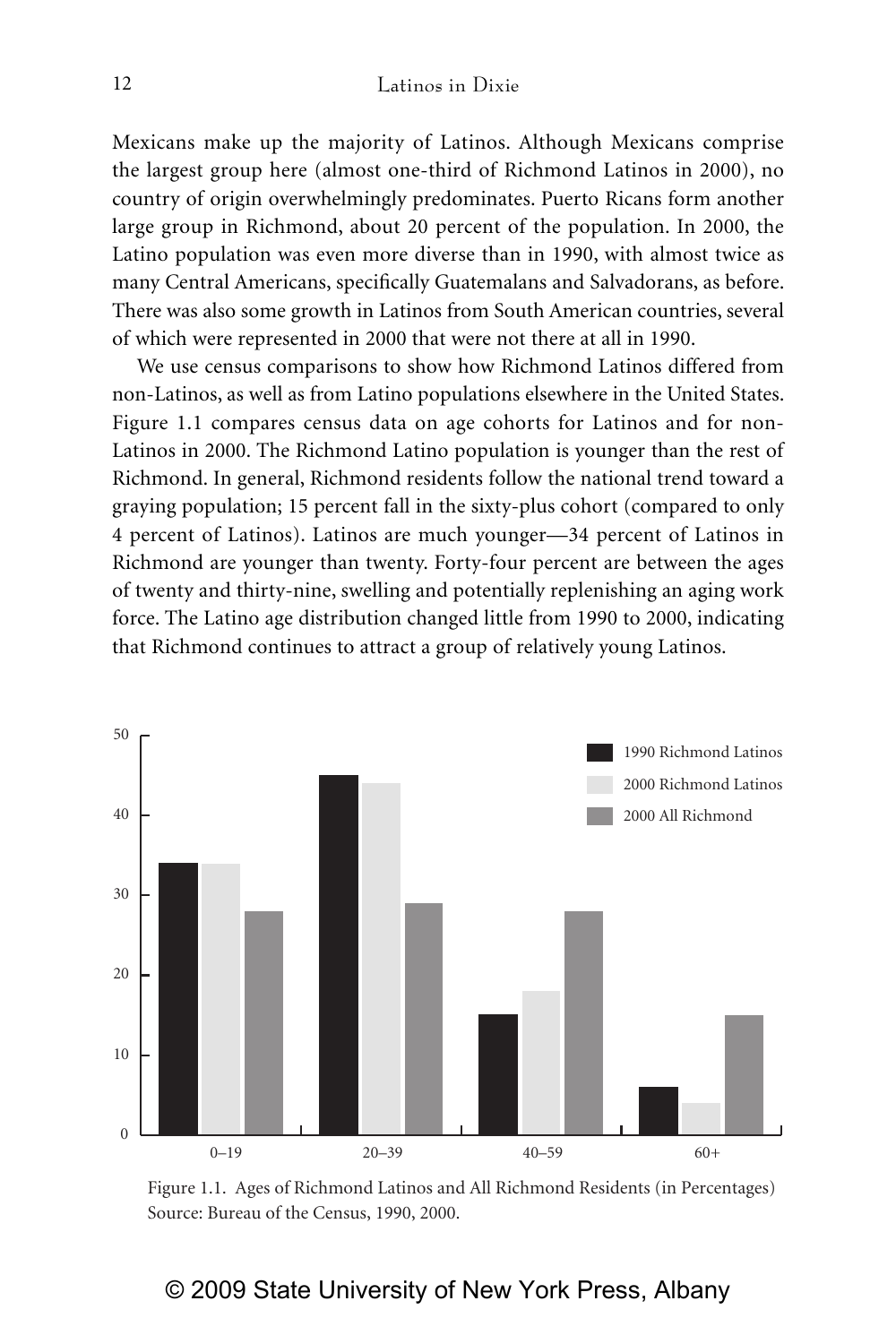Mexicans make up the majority of Latinos. Although Mexicans comprise the largest group here (almost one-third of Richmond Latinos in 2000), no country of origin overwhelmingly predominates. Puerto Ricans form another large group in Richmond, about 20 percent of the population. In 2000, the Latino population was even more diverse than in 1990, with almost twice as many Central Americans, specifically Guatemalans and Salvadorans, as before. There was also some growth in Latinos from South American countries, several of which were represented in 2000 that were not there at all in 1990.

We use census comparisons to show how Richmond Latinos differed from non-Latinos, as well as from Latino populations elsewhere in the United States. Figure 1.1 compares census data on age cohorts for Latinos and for non-Latinos in 2000. The Richmond Latino population is younger than the rest of Richmond. In general, Richmond residents follow the national trend toward a graying population; 15 percent fall in the sixty-plus cohort (compared to only 4 percent of Latinos). Latinos are much younger—34 percent of Latinos in Richmond are younger than twenty. Forty-four percent are between the ages of twenty and thirty-nine, swelling and potentially replenishing an aging work force. The Latino age distribution changed little from 1990 to 2000, indicating that Richmond continues to attract a group of relatively young Latinos.

| Age | 1990 Richmond Latinos | 2000 Richmond Latinos | 2000 All Richmond |
|---|---|---|---|
| 0–19 | 34 | 34 | 28 |
| 20–39 | 45 | 44 | 29 |
| 40–59 | 15 | 18 | 28 |
| 60+ | 6 | 4 | 15 |

Figure 1.1. Ages of Richmond Latinos and All Richmond Residents (in Percentages)
Source: Bureau of the Census, 1990, 2000.

© 2009 State University of New York Press, Albany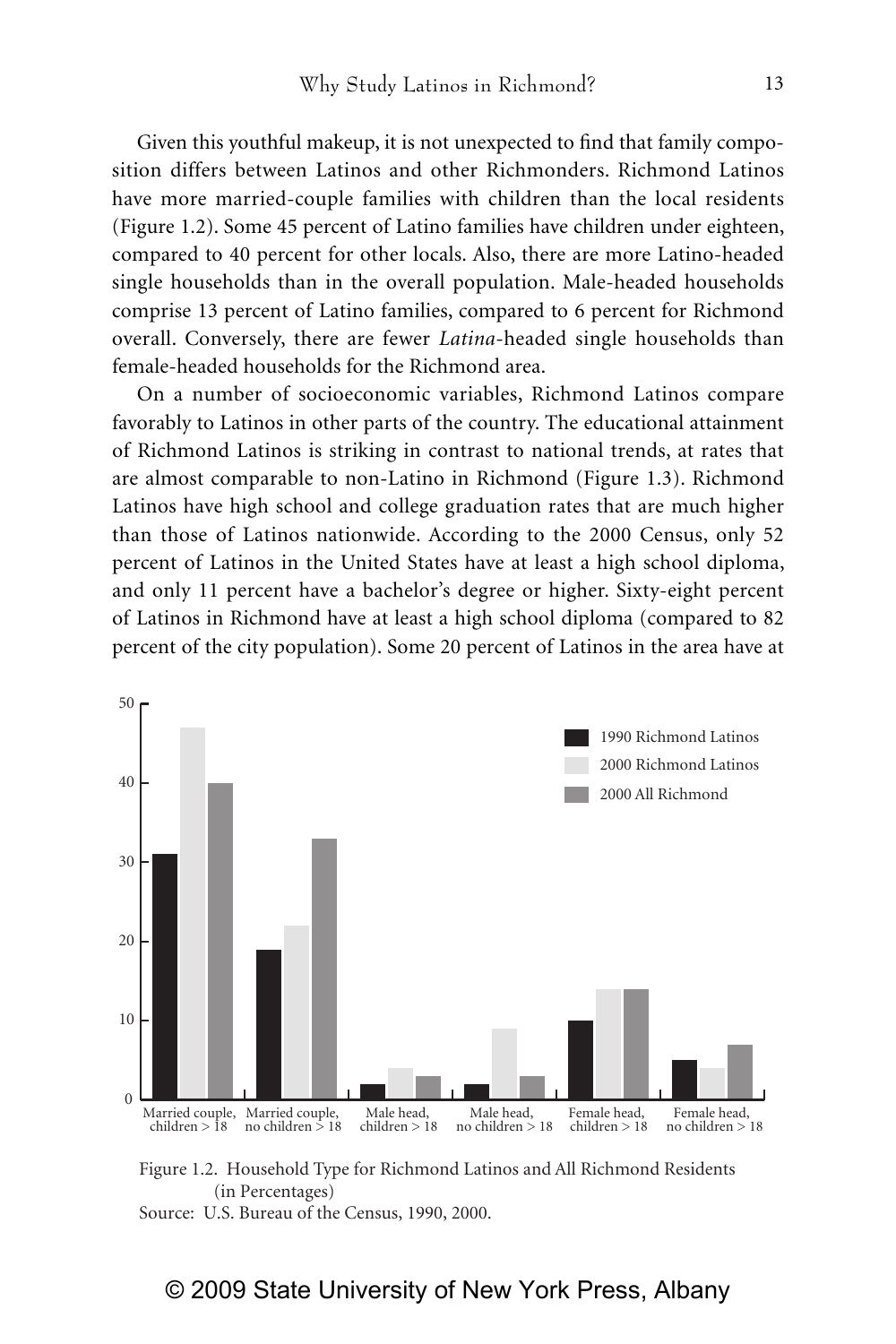Given this youthful makeup, it is not unexpected to find that family composition differs between Latinos and other Richmonders. Richmond Latinos have more married-couple families with children than the local residents (Figure 1.2). Some 45 percent of Latino families have children under eighteen, compared to 40 percent for other locals. Also, there are more Latino-headed single households than in the overall population. Male-headed households comprise 13 percent of Latino families, compared to 6 percent for Richmond overall. Conversely, there are fewer *Latina*-headed single households than female-headed households for the Richmond area.

On a number of socioeconomic variables, Richmond Latinos compare favorably to Latinos in other parts of the country. The educational attainment of Richmond Latinos is striking in contrast to national trends, at rates that are almost comparable to non-Latino in Richmond (Figure 1.3). Richmond Latinos have high school and college graduation rates that are much higher than those of Latinos nationwide. According to the 2000 Census, only 52 percent of Latinos in the United States have at least a high school diploma, and only 11 percent have a bachelor's degree or higher. Sixty-eight percent of Latinos in Richmond have at least a high school diploma (compared to 82 percent of the city population). Some 20 percent of Latinos in the area have at

Figure 1.2. Household Type for Richmond Latinos and All Richmond Residents (in Percentages)

Source: U.S. Bureau of the Census, 1990, 2000.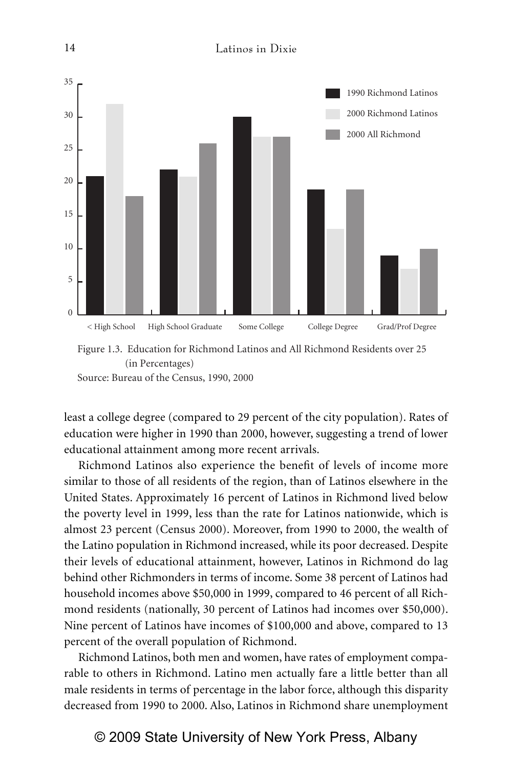Figure 1.3. Education for Richmond Latinos and All Richmond Residents over 25 (in Percentages)

Source: Bureau of the Census, 1990, 2000

least a college degree (compared to 29 percent of the city population). Rates of education were higher in 1990 than 2000, however, suggesting a trend of lower educational attainment among more recent arrivals.

Richmond Latinos also experience the benefit of levels of income more similar to those of all residents of the region, than of Latinos elsewhere in the United States. Approximately 16 percent of Latinos in Richmond lived below the poverty level in 1999, less than the rate for Latinos nationwide, which is almost 23 percent (Census 2000). Moreover, from 1990 to 2000, the wealth of the Latino population in Richmond increased, while its poor decreased. Despite their levels of educational attainment, however, Latinos in Richmond do lag behind other Richmonders in terms of income. Some 38 percent of Latinos had household incomes above $50,000 in 1999, compared to 46 percent of all Richmond residents (nationally, 30 percent of Latinos had incomes over $50,000). Nine percent of Latinos have incomes of $100,000 and above, compared to 13 percent of the overall population of Richmond.

Richmond Latinos, both men and women, have rates of employment comparable to others in Richmond. Latino men actually fare a little better than all male residents in terms of percentage in the labor force, although this disparity decreased from 1990 to 2000. Also, Latinos in Richmond share unemployment

© 2009 State University of New York Press, Albany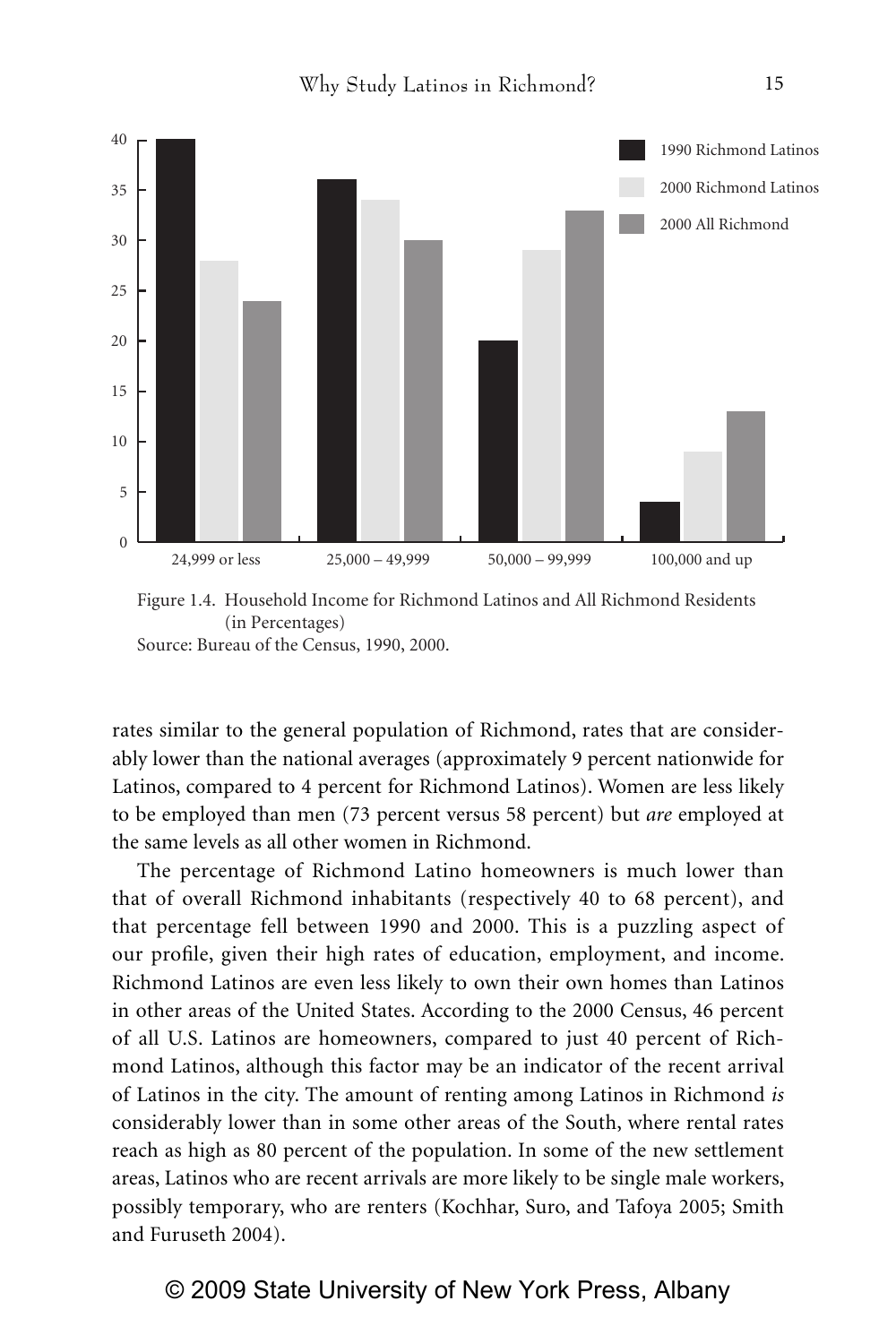Figure 1.4. Household Income for Richmond Latinos and All Richmond Residents (in Percentages)
Source: Bureau of the Census, 1990, 2000.

rates similar to the general population of Richmond, rates that are considerably lower than the national averages (approximately 9 percent nationwide for Latinos, compared to 4 percent for Richmond Latinos). Women are less likely to be employed than men (73 percent versus 58 percent) but *are* employed at the same levels as all other women in Richmond.

The percentage of Richmond Latino homeowners is much lower than that of overall Richmond inhabitants (respectively 40 to 68 percent), and that percentage fell between 1990 and 2000. This is a puzzling aspect of our profile, given their high rates of education, employment, and income. Richmond Latinos are even less likely to own their own homes than Latinos in other areas of the United States. According to the 2000 Census, 46 percent of all U.S. Latinos are homeowners, compared to just 40 percent of Richmond Latinos, although this factor may be an indicator of the recent arrival of Latinos in the city. The amount of renting among Latinos in Richmond *is* considerably lower than in some other areas of the South, where rental rates reach as high as 80 percent of the population. In some of the new settlement areas, Latinos who are recent arrivals are more likely to be single male workers, possibly temporary, who are renters (Kochhar, Suro, and Tafoya 2005; Smith and Furuseth 2004).

© 2009 State University of New York Press, Albany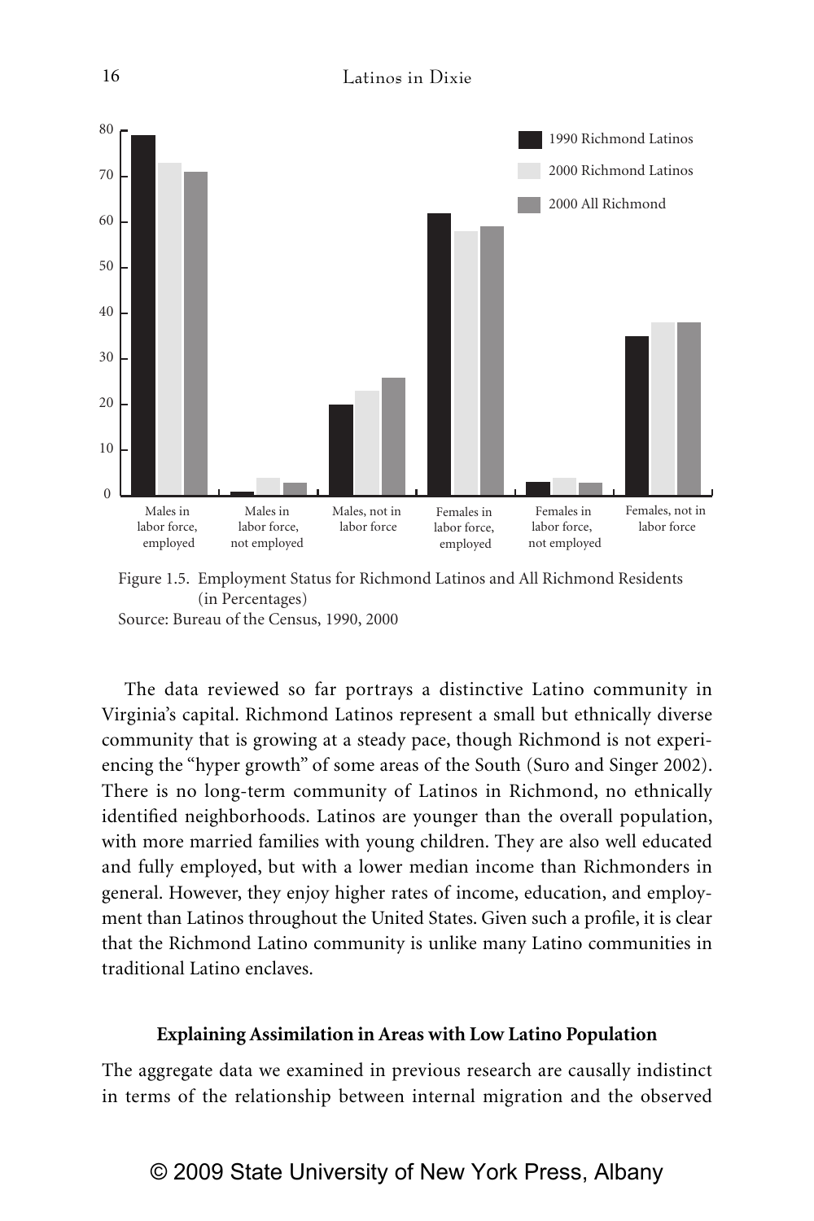Figure 1.5. Employment Status for Richmond Latinos and All Richmond Residents (in Percentages)
Source: Bureau of the Census, 1990, 2000

The data reviewed so far portrays a distinctive Latino community in Virginia's capital. Richmond Latinos represent a small but ethnically diverse community that is growing at a steady pace, though Richmond is not experiencing the "hyper growth" of some areas of the South (Suro and Singer 2002). There is no long-term community of Latinos in Richmond, no ethnically identified neighborhoods. Latinos are younger than the overall population, with more married families with young children. They are also well educated and fully employed, but with a lower median income than Richmonders in general. However, they enjoy higher rates of income, education, and employment than Latinos throughout the United States. Given such a profile, it is clear that the Richmond Latino community is unlike many Latino communities in traditional Latino enclaves.

### Explaining Assimilation in Areas with Low Latino Population

The aggregate data we examined in previous research are causally indistinct in terms of the relationship between internal migration and the observed

© 2009 State University of New York Press, Albany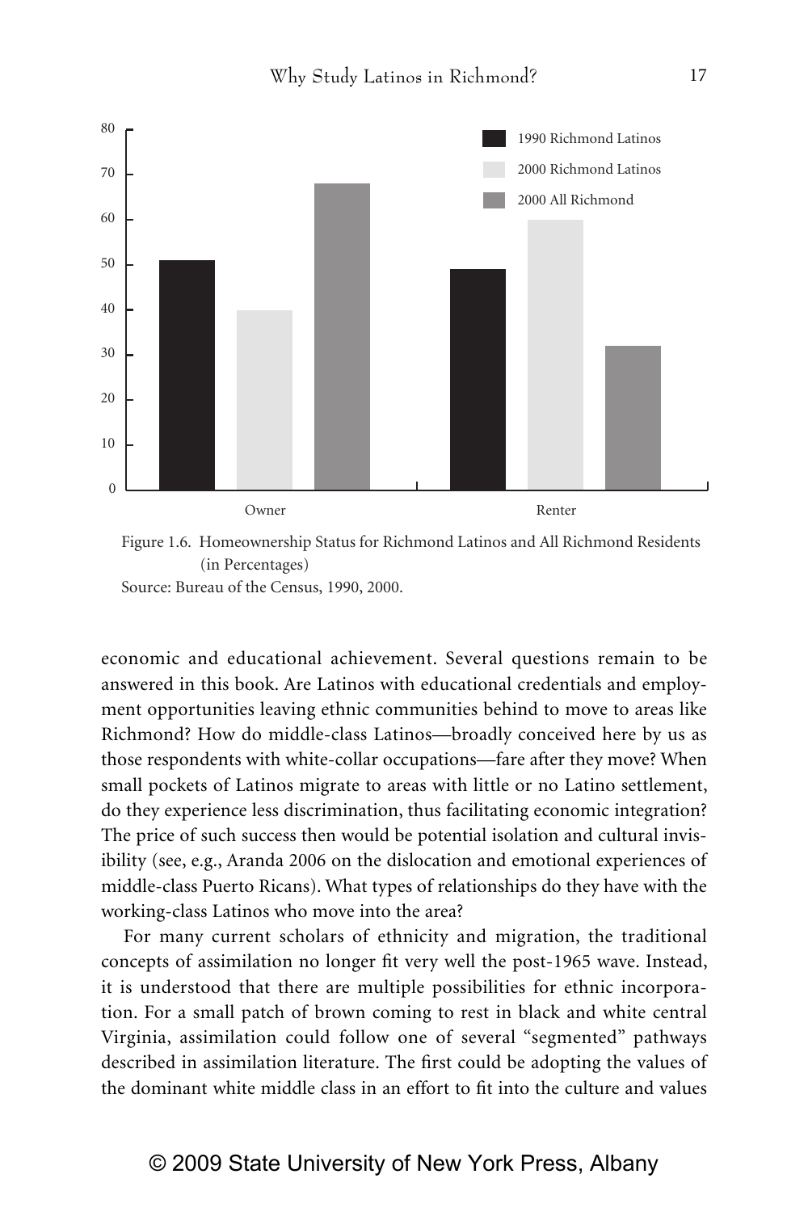Figure 1.6. Homeownership Status for Richmond Latinos and All Richmond Residents (in Percentages)

Source: Bureau of the Census, 1990, 2000.

economic and educational achievement. Several questions remain to be answered in this book. Are Latinos with educational credentials and employment opportunities leaving ethnic communities behind to move to areas like Richmond? How do middle-class Latinos—broadly conceived here by us as those respondents with white-collar occupations—fare after they move? When small pockets of Latinos migrate to areas with little or no Latino settlement, do they experience less discrimination, thus facilitating economic integration? The price of such success then would be potential isolation and cultural invisibility (see, e.g., Aranda 2006 on the dislocation and emotional experiences of middle-class Puerto Ricans). What types of relationships do they have with the working-class Latinos who move into the area?

For many current scholars of ethnicity and migration, the traditional concepts of assimilation no longer fit very well the post-1965 wave. Instead, it is understood that there are multiple possibilities for ethnic incorporation. For a small patch of brown coming to rest in black and white central Virginia, assimilation could follow one of several "segmented" pathways described in assimilation literature. The first could be adopting the values of the dominant white middle class in an effort to fit into the culture and values

© 2009 State University of New York Press, Albany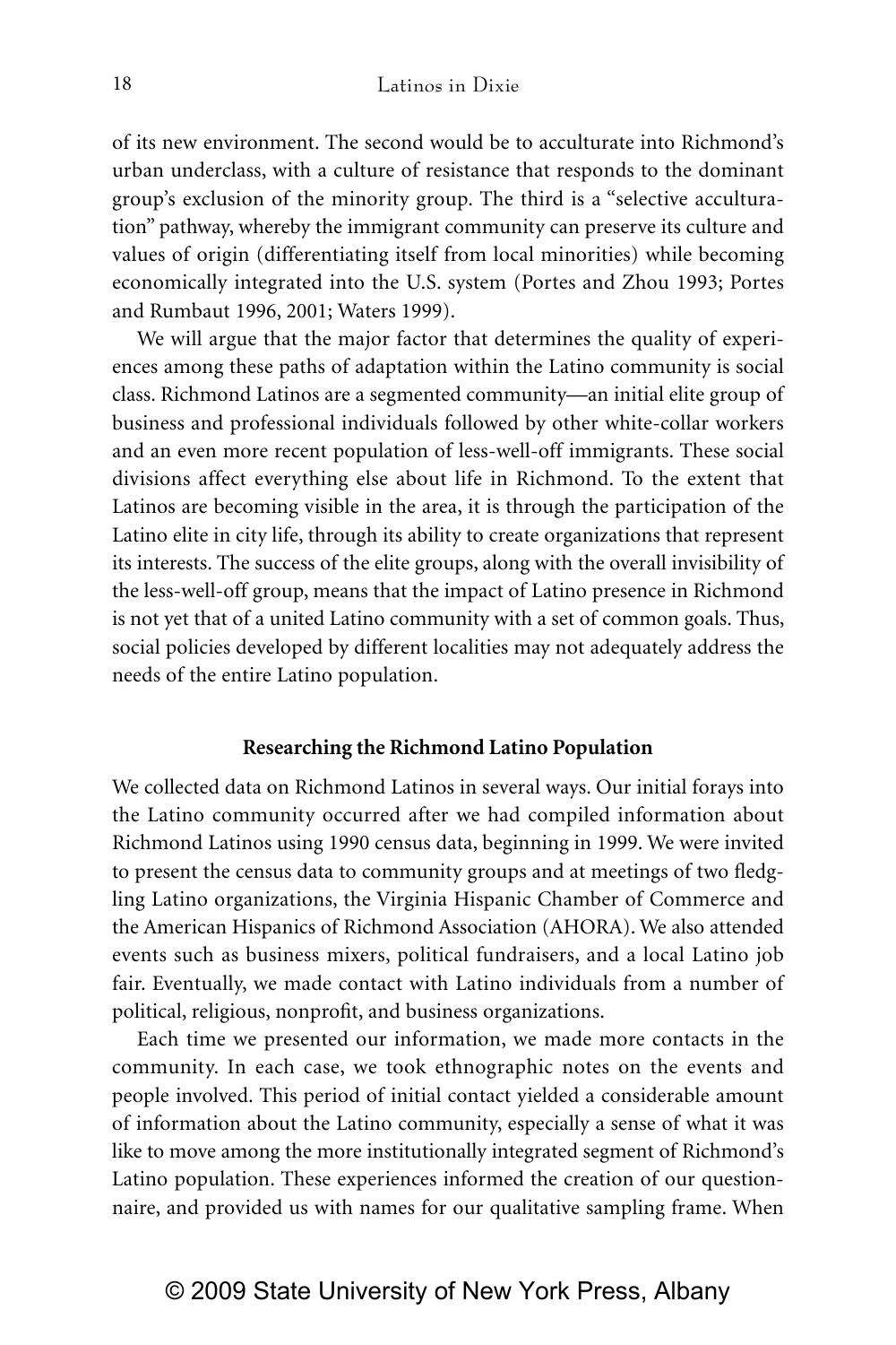of its new environment. The second would be to acculturate into Richmond's urban underclass, with a culture of resistance that responds to the dominant group's exclusion of the minority group. The third is a "selective acculturation" pathway, whereby the immigrant community can preserve its culture and values of origin (differentiating itself from local minorities) while becoming economically integrated into the U.S. system (Portes and Zhou 1993; Portes and Rumbaut 1996, 2001; Waters 1999).

We will argue that the major factor that determines the quality of experiences among these paths of adaptation within the Latino community is social class. Richmond Latinos are a segmented community—an initial elite group of business and professional individuals followed by other white-collar workers and an even more recent population of less-well-off immigrants. These social divisions affect everything else about life in Richmond. To the extent that Latinos are becoming visible in the area, it is through the participation of the Latino elite in city life, through its ability to create organizations that represent its interests. The success of the elite groups, along with the overall invisibility of the less-well-off group, means that the impact of Latino presence in Richmond is not yet that of a united Latino community with a set of common goals. Thus, social policies developed by different localities may not adequately address the needs of the entire Latino population.

## Researching the Richmond Latino Population

We collected data on Richmond Latinos in several ways. Our initial forays into the Latino community occurred after we had compiled information about Richmond Latinos using 1990 census data, beginning in 1999. We were invited to present the census data to community groups and at meetings of two fledgling Latino organizations, the Virginia Hispanic Chamber of Commerce and the American Hispanics of Richmond Association (AHORA). We also attended events such as business mixers, political fundraisers, and a local Latino job fair. Eventually, we made contact with Latino individuals from a number of political, religious, nonprofit, and business organizations.

Each time we presented our information, we made more contacts in the community. In each case, we took ethnographic notes on the events and people involved. This period of initial contact yielded a considerable amount of information about the Latino community, especially a sense of what it was like to move among the more institutionally integrated segment of Richmond's Latino population. These experiences informed the creation of our questionnaire, and provided us with names for our qualitative sampling frame. When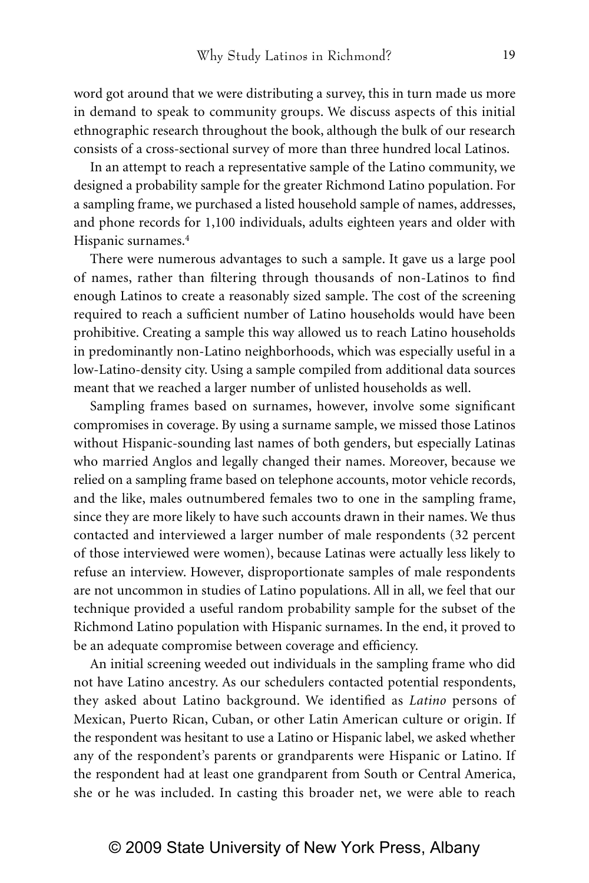word got around that we were distributing a survey, this in turn made us more in demand to speak to community groups. We discuss aspects of this initial ethnographic research throughout the book, although the bulk of our research consists of a cross-sectional survey of more than three hundred local Latinos.

In an attempt to reach a representative sample of the Latino community, we designed a probability sample for the greater Richmond Latino population. For a sampling frame, we purchased a listed household sample of names, addresses, and phone records for 1,100 individuals, adults eighteen years and older with Hispanic surnames.[4]

There were numerous advantages to such a sample. It gave us a large pool of names, rather than filtering through thousands of non-Latinos to find enough Latinos to create a reasonably sized sample. The cost of the screening required to reach a sufficient number of Latino households would have been prohibitive. Creating a sample this way allowed us to reach Latino households in predominantly non-Latino neighborhoods, which was especially useful in a low-Latino-density city. Using a sample compiled from additional data sources meant that we reached a larger number of unlisted households as well.

Sampling frames based on surnames, however, involve some significant compromises in coverage. By using a surname sample, we missed those Latinos without Hispanic-sounding last names of both genders, but especially Latinas who married Anglos and legally changed their names. Moreover, because we relied on a sampling frame based on telephone accounts, motor vehicle records, and the like, males outnumbered females two to one in the sampling frame, since they are more likely to have such accounts drawn in their names. We thus contacted and interviewed a larger number of male respondents (32 percent of those interviewed were women), because Latinas were actually less likely to refuse an interview. However, disproportionate samples of male respondents are not uncommon in studies of Latino populations. All in all, we feel that our technique provided a useful random probability sample for the subset of the Richmond Latino population with Hispanic surnames. In the end, it proved to be an adequate compromise between coverage and efficiency.

An initial screening weeded out individuals in the sampling frame who did not have Latino ancestry. As our schedulers contacted potential respondents, they asked about Latino background. We identified as *Latino* persons of Mexican, Puerto Rican, Cuban, or other Latin American culture or origin. If the respondent was hesitant to use a Latino or Hispanic label, we asked whether any of the respondent's parents or grandparents were Hispanic or Latino. If the respondent had at least one grandparent from South or Central America, she or he was included. In casting this broader net, we were able to reach

© 2009 State University of New York Press, Albany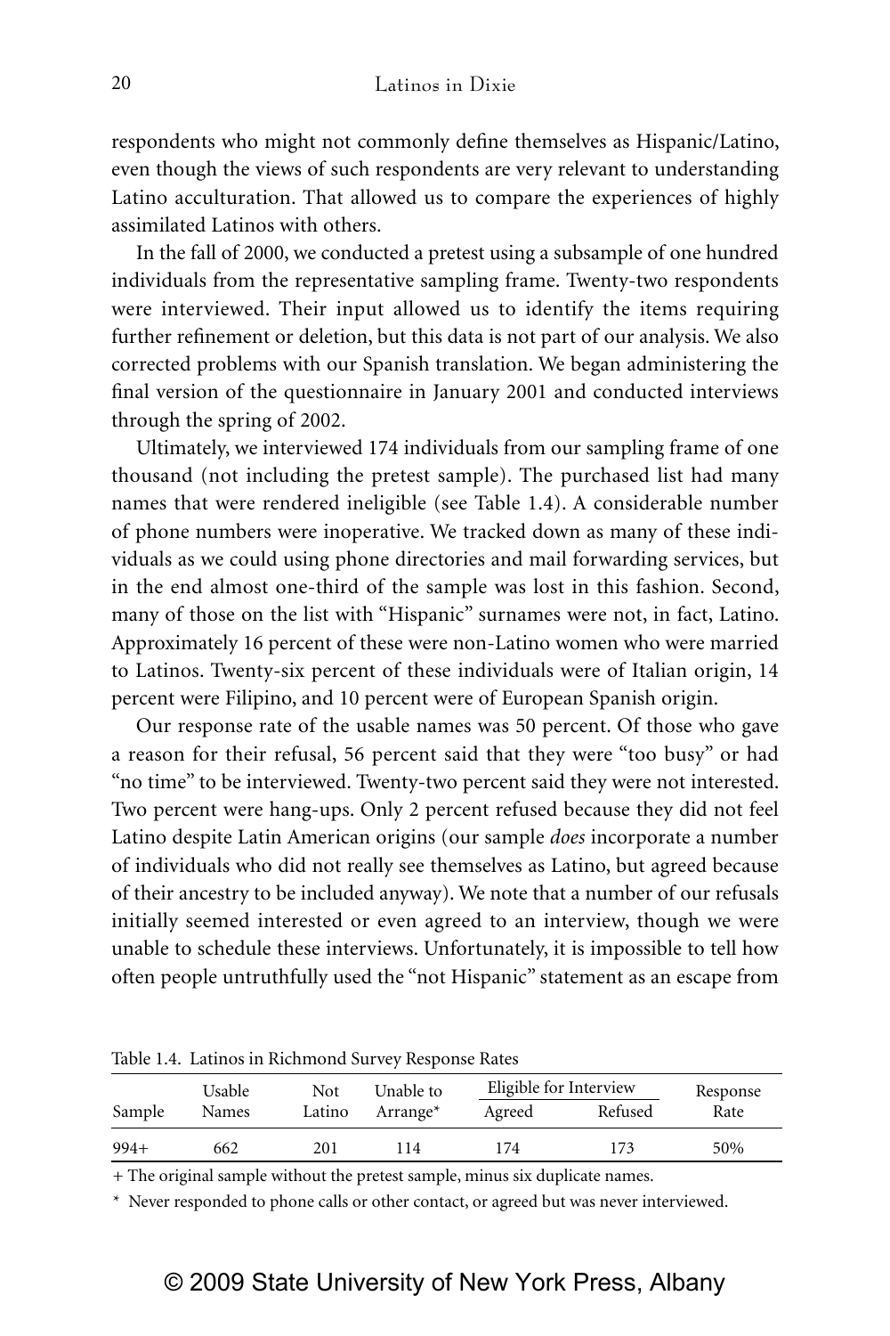respondents who might not commonly define themselves as Hispanic/Latino, even though the views of such respondents are very relevant to understanding Latino acculturation. That allowed us to compare the experiences of highly assimilated Latinos with others.

In the fall of 2000, we conducted a pretest using a subsample of one hundred individuals from the representative sampling frame. Twenty-two respondents were interviewed. Their input allowed us to identify the items requiring further refinement or deletion, but this data is not part of our analysis. We also corrected problems with our Spanish translation. We began administering the final version of the questionnaire in January 2001 and conducted interviews through the spring of 2002.

Ultimately, we interviewed 174 individuals from our sampling frame of one thousand (not including the pretest sample). The purchased list had many names that were rendered ineligible (see Table 1.4). A considerable number of phone numbers were inoperative. We tracked down as many of these individuals as we could using phone directories and mail forwarding services, but in the end almost one-third of the sample was lost in this fashion. Second, many of those on the list with "Hispanic" surnames were not, in fact, Latino. Approximately 16 percent of these were non-Latino women who were married to Latinos. Twenty-six percent of these individuals were of Italian origin, 14 percent were Filipino, and 10 percent were of European Spanish origin.

Our response rate of the usable names was 50 percent. Of those who gave a reason for their refusal, 56 percent said that they were "too busy" or had "no time" to be interviewed. Twenty-two percent said they were not interested. Two percent were hang-ups. Only 2 percent refused because they did not feel Latino despite Latin American origins (our sample *does* incorporate a number of individuals who did not really see themselves as Latino, but agreed because of their ancestry to be included anyway). We note that a number of our refusals initially seemed interested or even agreed to an interview, though we were unable to schedule these interviews. Unfortunately, it is impossible to tell how often people untruthfully used the "not Hispanic" statement as an escape from

Table 1.4. Latinos in Richmond Survey Response Rates

| Sample | Usable Names | Not Latino | Unable to Arrange* | Eligible for Interview | | Response Rate |
|---|---|---|---|---|---|---|
| | | | | Agreed | Refused | |
| 994+ | 662 | 201 | 114 | 174 | 173 | 50% |

+ The original sample without the pretest sample, minus six duplicate names.

* Never responded to phone calls or other contact, or agreed but was never interviewed.

© 2009 State University of New York Press, Albany